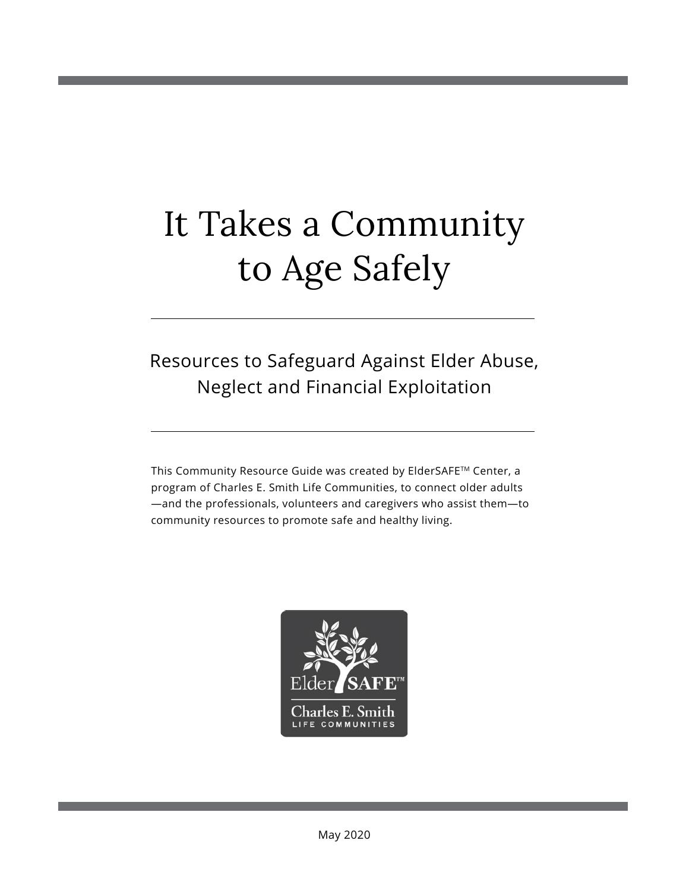# It Takes a Community to Age Safely

## Resources to Safeguard Against Elder Abuse, Neglect and Financial Exploitation

This Community Resource Guide was created by ElderSAFE™ Center, a program of Charles E. Smith Life Communities, to connect older adults —and the professionals, volunteers and caregivers who assist them—to community resources to promote safe and healthy living.

ElderSAFE™
Charles E. Smith
LIFE COMMUNITIES

May 2020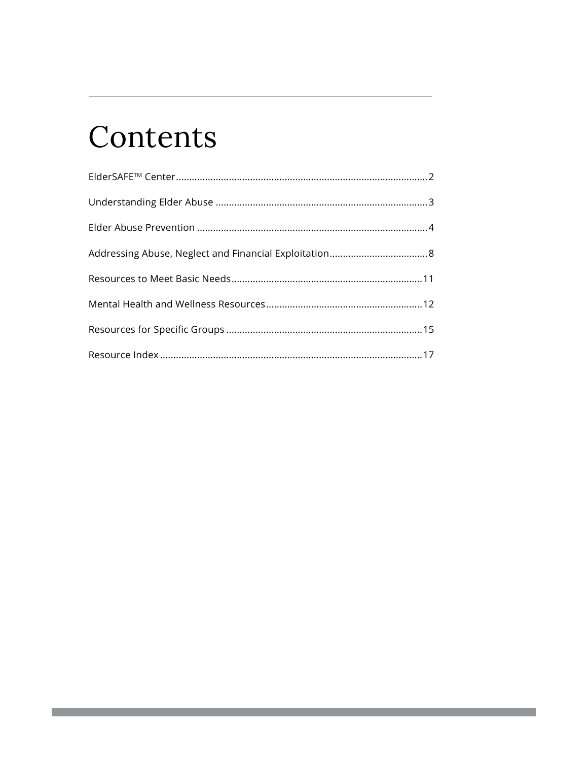# Contents

ElderSAFE™ Center.............................................................................................2

Understanding Elder Abuse ...............................................................................3

Elder Abuse Prevention .....................................................................................4

Addressing Abuse, Neglect and Financial Exploitation.....................................8

Resources to Meet Basic Needs.......................................................................11

Mental Health and Wellness Resources..........................................................12

Resources for Specific Groups .........................................................................15

Resource Index .................................................................................................17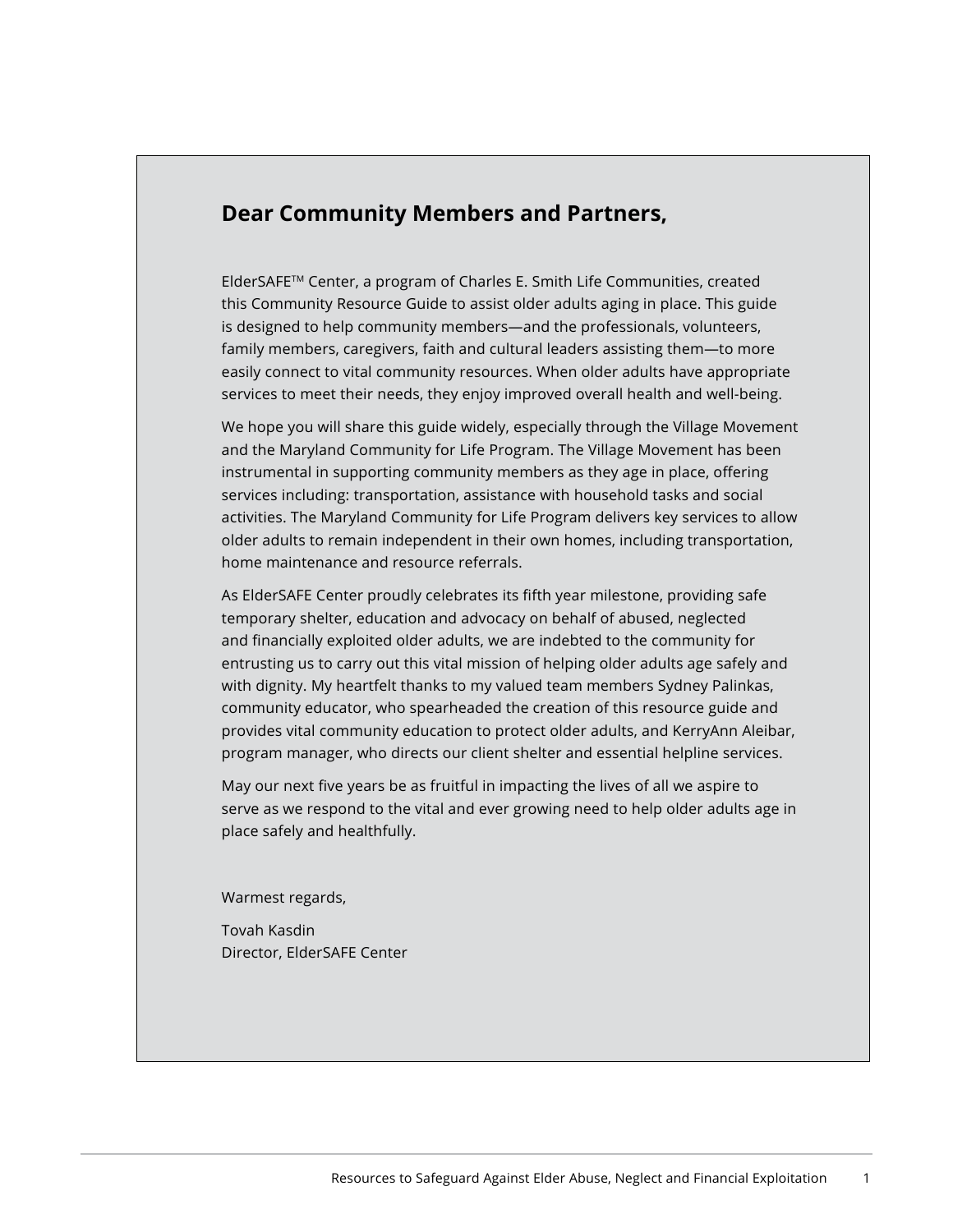## Dear Community Members and Partners,

ElderSAFE™ Center, a program of Charles E. Smith Life Communities, created this Community Resource Guide to assist older adults aging in place. This guide is designed to help community members—and the professionals, volunteers, family members, caregivers, faith and cultural leaders assisting them—to more easily connect to vital community resources. When older adults have appropriate services to meet their needs, they enjoy improved overall health and well-being.

We hope you will share this guide widely, especially through the Village Movement and the Maryland Community for Life Program. The Village Movement has been instrumental in supporting community members as they age in place, offering services including: transportation, assistance with household tasks and social activities. The Maryland Community for Life Program delivers key services to allow older adults to remain independent in their own homes, including transportation, home maintenance and resource referrals.

As ElderSAFE Center proudly celebrates its fifth year milestone, providing safe temporary shelter, education and advocacy on behalf of abused, neglected and financially exploited older adults, we are indebted to the community for entrusting us to carry out this vital mission of helping older adults age safely and with dignity. My heartfelt thanks to my valued team members Sydney Palinkas, community educator, who spearheaded the creation of this resource guide and provides vital community education to protect older adults, and KerryAnn Aleibar, program manager, who directs our client shelter and essential helpline services.

May our next five years be as fruitful in impacting the lives of all we aspire to serve as we respond to the vital and ever growing need to help older adults age in place safely and healthfully.

Warmest regards,

Tovah Kasdin
Director, ElderSAFE Center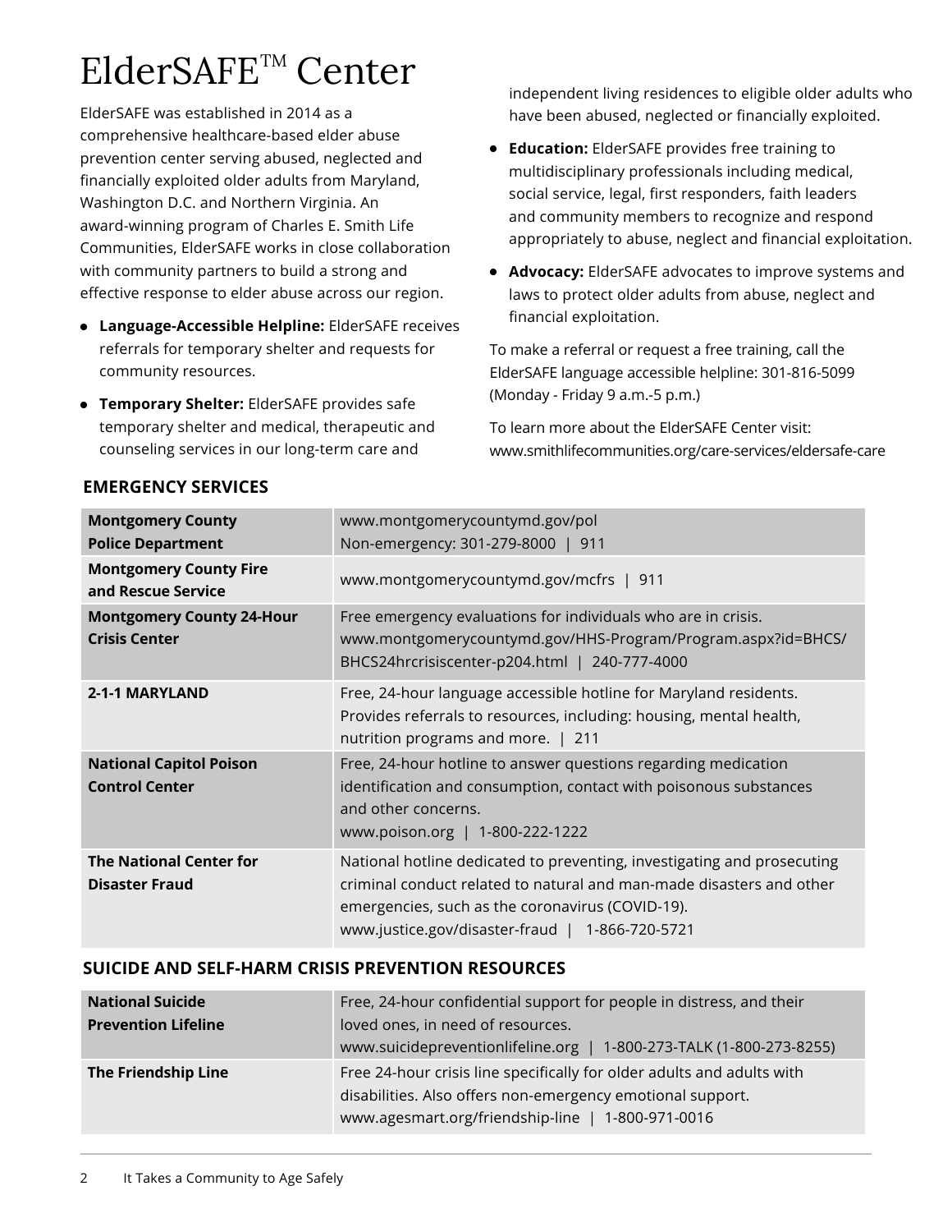# ElderSAFE™ Center

ElderSAFE was established in 2014 as a comprehensive healthcare-based elder abuse prevention center serving abused, neglected and financially exploited older adults from Maryland, Washington D.C. and Northern Virginia. An award-winning program of Charles E. Smith Life Communities, ElderSAFE works in close collaboration with community partners to build a strong and effective response to elder abuse across our region.

- **Language-Accessible Helpline:** ElderSAFE receives referrals for temporary shelter and requests for community resources.
- **Temporary Shelter:** ElderSAFE provides safe temporary shelter and medical, therapeutic and counseling services in our long-term care and independent living residences to eligible older adults who have been abused, neglected or financially exploited.
- **Education:** ElderSAFE provides free training to multidisciplinary professionals including medical, social service, legal, first responders, faith leaders and community members to recognize and respond appropriately to abuse, neglect and financial exploitation.
- **Advocacy:** ElderSAFE advocates to improve systems and laws to protect older adults from abuse, neglect and financial exploitation.

To make a referral or request a free training, call the ElderSAFE language accessible helpline: 301-816-5099 (Monday - Friday 9 a.m.-5 p.m.)

To learn more about the ElderSAFE Center visit: www.smithlifecommunities.org/care-services/eldersafe-care

## EMERGENCY SERVICES

| Resource | Information |
|---|---|
| **Montgomery County Police Department** | www.montgomerycountymd.gov/pol<br>Non-emergency: 301-279-8000 \| 911 |
| **Montgomery County Fire and Rescue Service** | www.montgomerycountymd.gov/mcfrs \| 911 |
| **Montgomery County 24-Hour Crisis Center** | Free emergency evaluations for individuals who are in crisis.<br>www.montgomerycountymd.gov/HHS-Program/Program.aspx?id=BHCS/BHCS24hrcrisiscenter-p204.html \| 240-777-4000 |
| **2-1-1 MARYLAND** | Free, 24-hour language accessible hotline for Maryland residents. Provides referrals to resources, including: housing, mental health, nutrition programs and more. \| 211 |
| **National Capitol Poison Control Center** | Free, 24-hour hotline to answer questions regarding medication identification and consumption, contact with poisonous substances and other concerns.<br>www.poison.org \| 1-800-222-1222 |
| **The National Center for Disaster Fraud** | National hotline dedicated to preventing, investigating and prosecuting criminal conduct related to natural and man-made disasters and other emergencies, such as the coronavirus (COVID-19).<br>www.justice.gov/disaster-fraud \| 1-866-720-5721 |

## SUICIDE AND SELF-HARM CRISIS PREVENTION RESOURCES

| Resource | Information |
|---|---|
| **National Suicide Prevention Lifeline** | Free, 24-hour confidential support for people in distress, and their loved ones, in need of resources.<br>www.suicidepreventionlifeline.org \| 1-800-273-TALK (1-800-273-8255) |
| **The Friendship Line** | Free 24-hour crisis line specifically for older adults and adults with disabilities. Also offers non-emergency emotional support.<br>www.agesmart.org/friendship-line \| 1-800-971-0016 |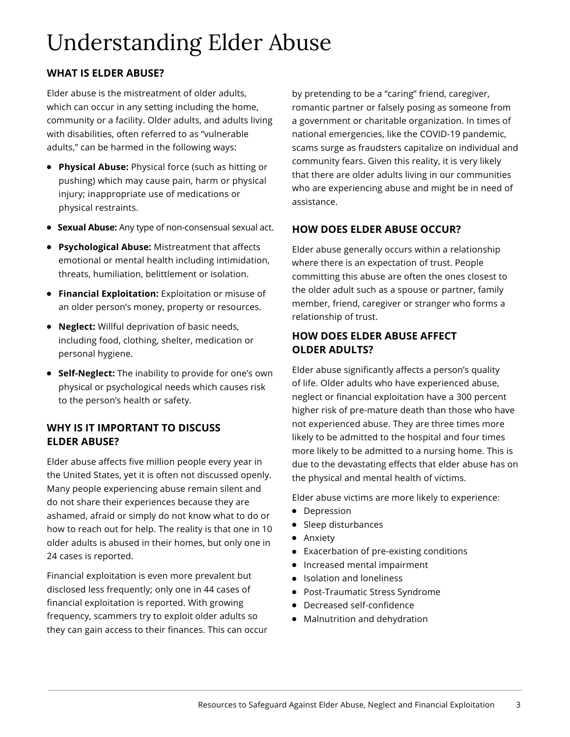# Understanding Elder Abuse

## WHAT IS ELDER ABUSE?

Elder abuse is the mistreatment of older adults, which can occur in any setting including the home, community or a facility. Older adults, and adults living with disabilities, often referred to as "vulnerable adults," can be harmed in the following ways:

- **Physical Abuse:** Physical force (such as hitting or pushing) which may cause pain, harm or physical injury; inappropriate use of medications or physical restraints.
- **Sexual Abuse:** Any type of non-consensual sexual act.
- **Psychological Abuse:** Mistreatment that affects emotional or mental health including intimidation, threats, humiliation, belittlement or isolation.
- **Financial Exploitation:** Exploitation or misuse of an older person's money, property or resources.
- **Neglect:** Willful deprivation of basic needs, including food, clothing, shelter, medication or personal hygiene.
- **Self-Neglect:** The inability to provide for one's own physical or psychological needs which causes risk to the person's health or safety.

## WHY IS IT IMPORTANT TO DISCUSS ELDER ABUSE?

Elder abuse affects five million people every year in the United States, yet it is often not discussed openly. Many people experiencing abuse remain silent and do not share their experiences because they are ashamed, afraid or simply do not know what to do or how to reach out for help. The reality is that one in 10 older adults is abused in their homes, but only one in 24 cases is reported.

Financial exploitation is even more prevalent but disclosed less frequently; only one in 44 cases of financial exploitation is reported. With growing frequency, scammers try to exploit older adults so they can gain access to their finances. This can occur by pretending to be a "caring" friend, caregiver, romantic partner or falsely posing as someone from a government or charitable organization. In times of national emergencies, like the COVID-19 pandemic, scams surge as fraudsters capitalize on individual and community fears. Given this reality, it is very likely that there are older adults living in our communities who are experiencing abuse and might be in need of assistance.

## HOW DOES ELDER ABUSE OCCUR?

Elder abuse generally occurs within a relationship where there is an expectation of trust. People committing this abuse are often the ones closest to the older adult such as a spouse or partner, family member, friend, caregiver or stranger who forms a relationship of trust.

## HOW DOES ELDER ABUSE AFFECT OLDER ADULTS?

Elder abuse significantly affects a person's quality of life. Older adults who have experienced abuse, neglect or financial exploitation have a 300 percent higher risk of pre-mature death than those who have not experienced abuse. They are three times more likely to be admitted to the hospital and four times more likely to be admitted to a nursing home. This is due to the devastating effects that elder abuse has on the physical and mental health of victims.

Elder abuse victims are more likely to experience:

- Depression
- Sleep disturbances
- Anxiety
- Exacerbation of pre-existing conditions
- Increased mental impairment
- Isolation and loneliness
- Post-Traumatic Stress Syndrome
- Decreased self-confidence
- Malnutrition and dehydration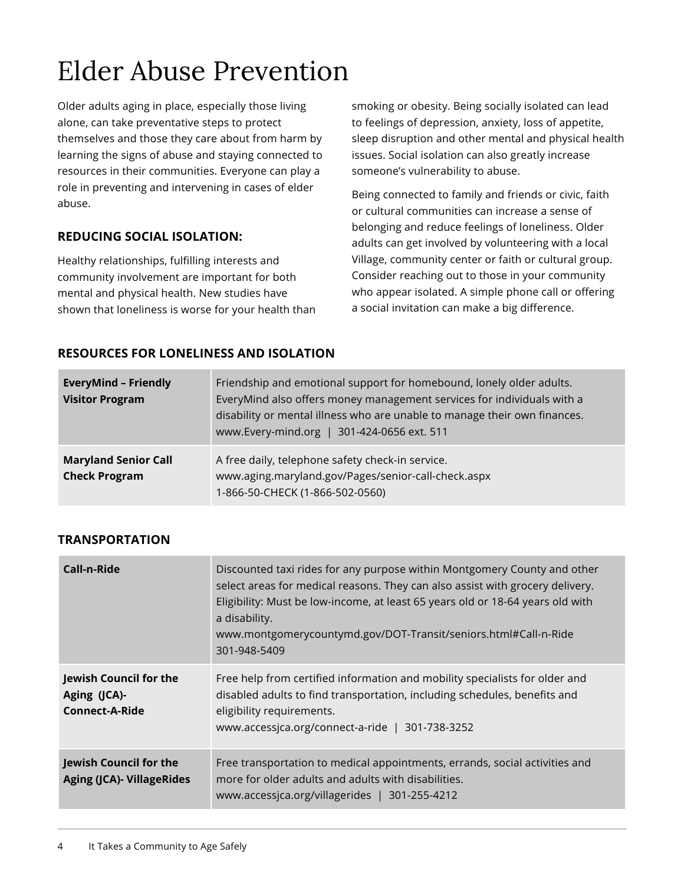# Elder Abuse Prevention

Older adults aging in place, especially those living alone, can take preventative steps to protect themselves and those they care about from harm by learning the signs of abuse and staying connected to resources in their communities. Everyone can play a role in preventing and intervening in cases of elder abuse.

### REDUCING SOCIAL ISOLATION:

Healthy relationships, fulfilling interests and community involvement are important for both mental and physical health. New studies have shown that loneliness is worse for your health than smoking or obesity. Being socially isolated can lead to feelings of depression, anxiety, loss of appetite, sleep disruption and other mental and physical health issues. Social isolation can also greatly increase someone's vulnerability to abuse.

Being connected to family and friends or civic, faith or cultural communities can increase a sense of belonging and reduce feelings of loneliness. Older adults can get involved by volunteering with a local Village, community center or faith or cultural group. Consider reaching out to those in your community who appear isolated. A simple phone call or offering a social invitation can make a big difference.

### RESOURCES FOR LONELINESS AND ISOLATION

| | |
|---|---|
| **EveryMind – Friendly Visitor Program** | Friendship and emotional support for homebound, lonely older adults. EveryMind also offers money management services for individuals with a disability or mental illness who are unable to manage their own finances. www.Every-mind.org \| 301-424-0656 ext. 511 |
| **Maryland Senior Call Check Program** | A free daily, telephone safety check-in service. www.aging.maryland.gov/Pages/senior-call-check.aspx 1-866-50-CHECK (1-866-502-0560) |

### TRANSPORTATION

| | |
|---|---|
| **Call-n-Ride** | Discounted taxi rides for any purpose within Montgomery County and other select areas for medical reasons. They can also assist with grocery delivery. Eligibility: Must be low-income, at least 65 years old or 18-64 years old with a disability. www.montgomerycountymd.gov/DOT-Transit/seniors.html#Call-n-Ride 301-948-5409 |
| **Jewish Council for the Aging (JCA)- Connect-A-Ride** | Free help from certified information and mobility specialists for older and disabled adults to find transportation, including schedules, benefits and eligibility requirements. www.accessjca.org/connect-a-ride \| 301-738-3252 |
| **Jewish Council for the Aging (JCA)- VillageRides** | Free transportation to medical appointments, errands, social activities and more for older adults and adults with disabilities. www.accessjca.org/villagerides \| 301-255-4212 |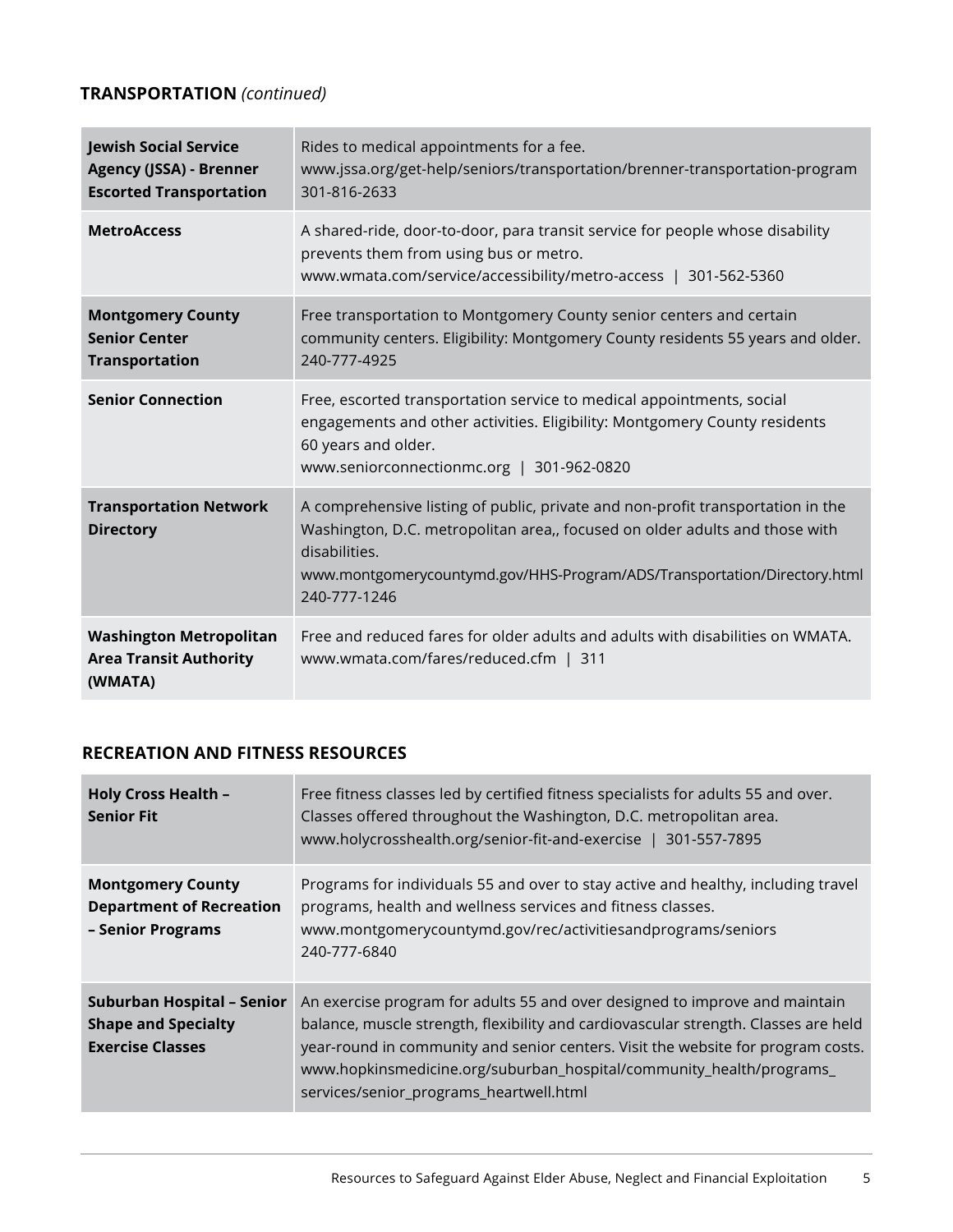## TRANSPORTATION *(continued)*

| | |
|---|---|
| **Jewish Social Service Agency (JSSA) - Brenner Escorted Transportation** | Rides to medical appointments for a fee. www.jssa.org/get-help/seniors/transportation/brenner-transportation-program 301-816-2633 |
| **MetroAccess** | A shared-ride, door-to-door, para transit service for people whose disability prevents them from using bus or metro. www.wmata.com/service/accessibility/metro-access \| 301-562-5360 |
| **Montgomery County Senior Center Transportation** | Free transportation to Montgomery County senior centers and certain community centers. Eligibility: Montgomery County residents 55 years and older. 240-777-4925 |
| **Senior Connection** | Free, escorted transportation service to medical appointments, social engagements and other activities. Eligibility: Montgomery County residents 60 years and older. www.seniorconnectionmc.org \| 301-962-0820 |
| **Transportation Network Directory** | A comprehensive listing of public, private and non-profit transportation in the Washington, D.C. metropolitan area,, focused on older adults and those with disabilities. www.montgomerycountymd.gov/HHS-Program/ADS/Transportation/Directory.html 240-777-1246 |
| **Washington Metropolitan Area Transit Authority (WMATA)** | Free and reduced fares for older adults and adults with disabilities on WMATA. www.wmata.com/fares/reduced.cfm \| 311 |

## RECREATION AND FITNESS RESOURCES

| | |
|---|---|
| **Holy Cross Health – Senior Fit** | Free fitness classes led by certified fitness specialists for adults 55 and over. Classes offered throughout the Washington, D.C. metropolitan area. www.holycrosshealth.org/senior-fit-and-exercise \| 301-557-7895 |
| **Montgomery County Department of Recreation – Senior Programs** | Programs for individuals 55 and over to stay active and healthy, including travel programs, health and wellness services and fitness classes. www.montgomerycountymd.gov/rec/activitiesandprograms/seniors 240-777-6840 |
| **Suburban Hospital – Senior Shape and Specialty Exercise Classes** | An exercise program for adults 55 and over designed to improve and maintain balance, muscle strength, flexibility and cardiovascular strength. Classes are held year-round in community and senior centers. Visit the website for program costs. www.hopkinsmedicine.org/suburban_hospital/community_health/programs_services/senior_programs_heartwell.html |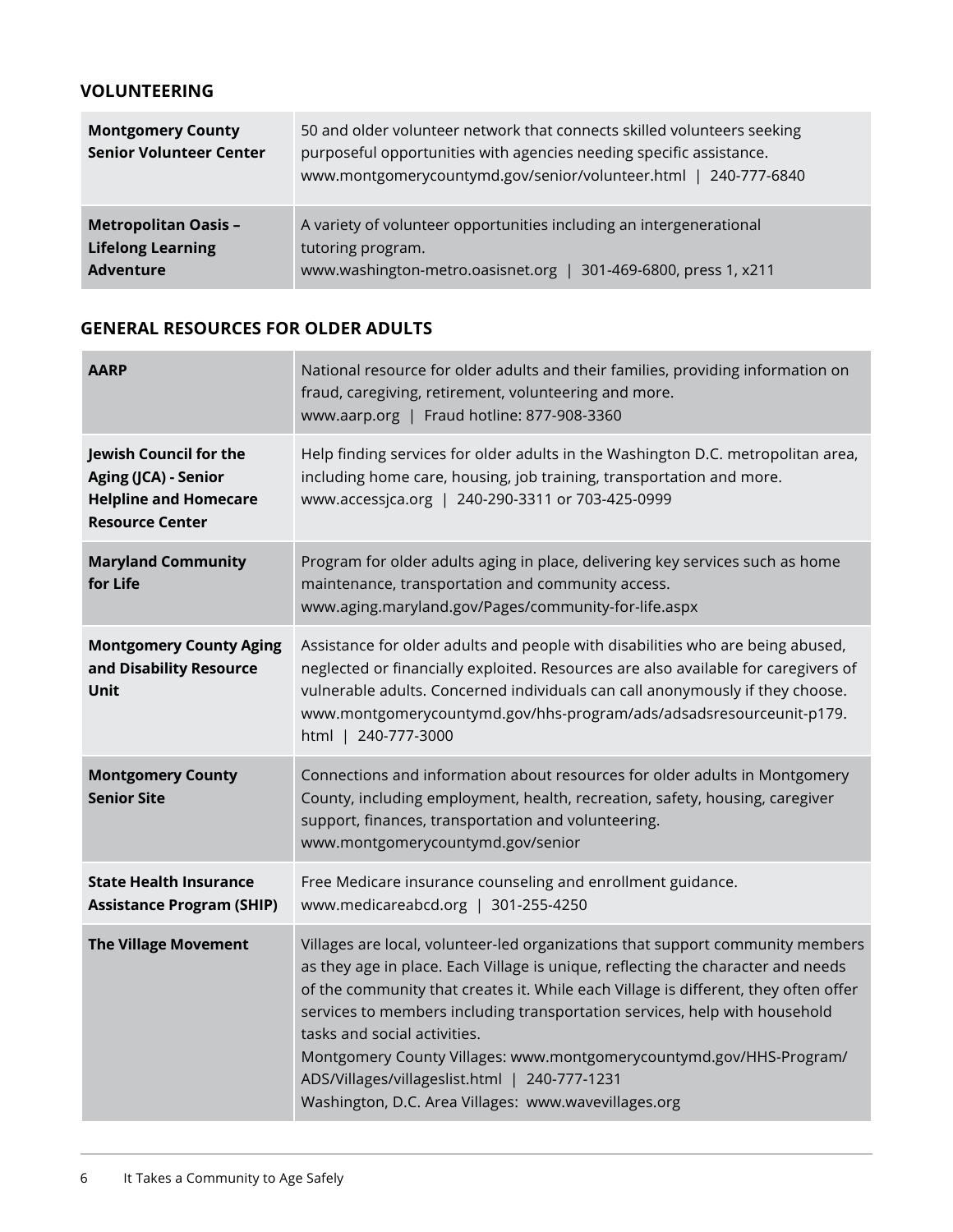## VOLUNTEERING

| | |
|---|---|
| **Montgomery County Senior Volunteer Center** | 50 and older volunteer network that connects skilled volunteers seeking purposeful opportunities with agencies needing specific assistance. www.montgomerycountymd.gov/senior/volunteer.html \| 240-777-6840 |
| **Metropolitan Oasis – Lifelong Learning Adventure** | A variety of volunteer opportunities including an intergenerational tutoring program. www.washington-metro.oasisnet.org \| 301-469-6800, press 1, x211 |

## GENERAL RESOURCES FOR OLDER ADULTS

| | |
|---|---|
| **AARP** | National resource for older adults and their families, providing information on fraud, caregiving, retirement, volunteering and more. www.aarp.org \| Fraud hotline: 877-908-3360 |
| **Jewish Council for the Aging (JCA) - Senior Helpline and Homecare Resource Center** | Help finding services for older adults in the Washington D.C. metropolitan area, including home care, housing, job training, transportation and more. www.accessjca.org \| 240-290-3311 or 703-425-0999 |
| **Maryland Community for Life** | Program for older adults aging in place, delivering key services such as home maintenance, transportation and community access. www.aging.maryland.gov/Pages/community-for-life.aspx |
| **Montgomery County Aging and Disability Resource Unit** | Assistance for older adults and people with disabilities who are being abused, neglected or financially exploited. Resources are also available for caregivers of vulnerable adults. Concerned individuals can call anonymously if they choose. www.montgomerycountymd.gov/hhs-program/ads/adsadsresourceunit-p179.html \| 240-777-3000 |
| **Montgomery County Senior Site** | Connections and information about resources for older adults in Montgomery County, including employment, health, recreation, safety, housing, caregiver support, finances, transportation and volunteering. www.montgomerycountymd.gov/senior |
| **State Health Insurance Assistance Program (SHIP)** | Free Medicare insurance counseling and enrollment guidance. www.medicareabcd.org \| 301-255-4250 |
| **The Village Movement** | Villages are local, volunteer-led organizations that support community members as they age in place. Each Village is unique, reflecting the character and needs of the community that creates it. While each Village is different, they often offer services to members including transportation services, help with household tasks and social activities. Montgomery County Villages: www.montgomerycountymd.gov/HHS-Program/ADS/Villages/villageslist.html \| 240-777-1231 Washington, D.C. Area Villages: www.wavevillages.org |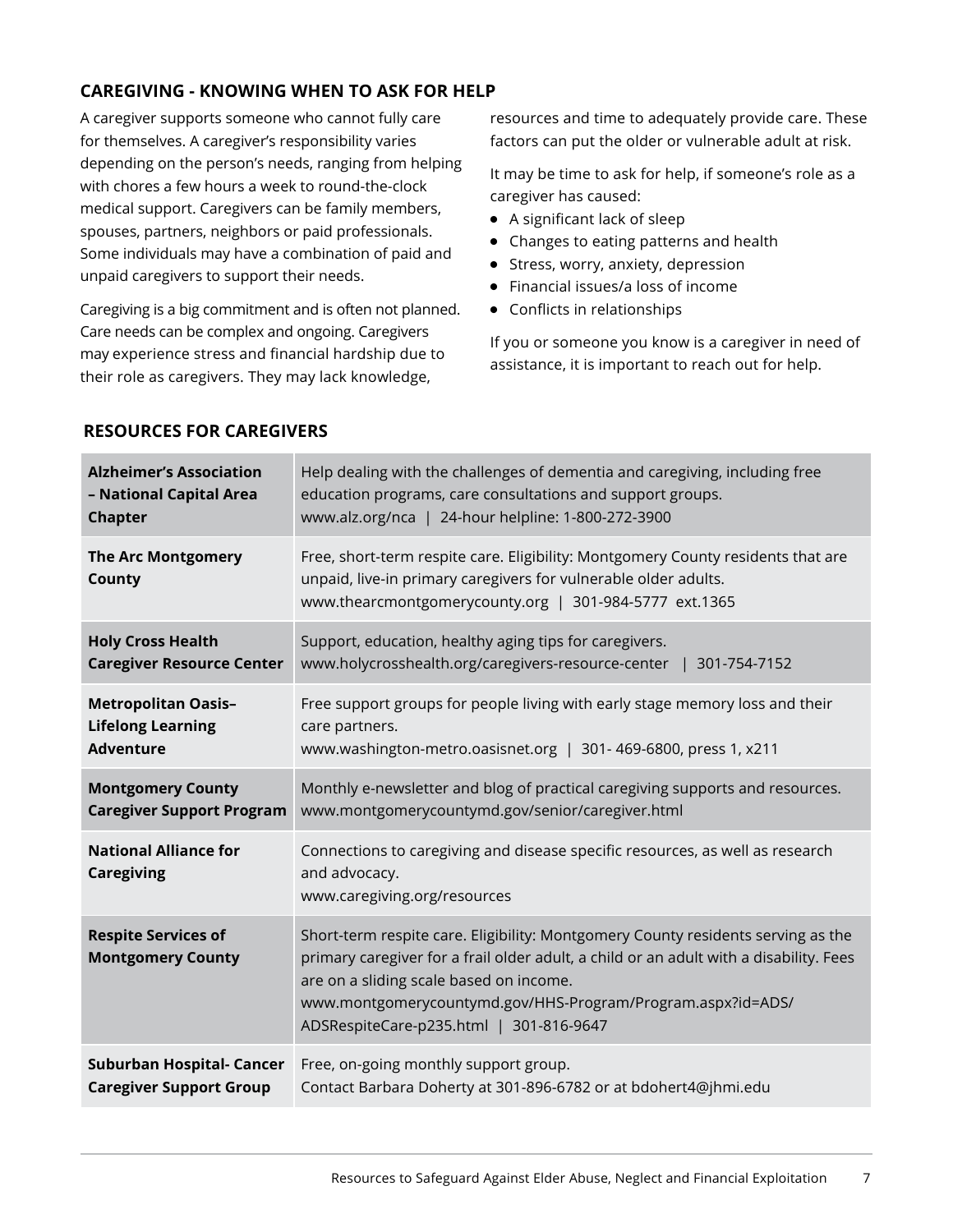## CAREGIVING - KNOWING WHEN TO ASK FOR HELP

A caregiver supports someone who cannot fully care for themselves. A caregiver's responsibility varies depending on the person's needs, ranging from helping with chores a few hours a week to round-the-clock medical support. Caregivers can be family members, spouses, partners, neighbors or paid professionals. Some individuals may have a combination of paid and unpaid caregivers to support their needs.

Caregiving is a big commitment and is often not planned. Care needs can be complex and ongoing. Caregivers may experience stress and financial hardship due to their role as caregivers. They may lack knowledge, resources and time to adequately provide care. These factors can put the older or vulnerable adult at risk.

It may be time to ask for help, if someone's role as a caregiver has caused:

- A significant lack of sleep
- Changes to eating patterns and health
- Stress, worry, anxiety, depression
- Financial issues/a loss of income
- Conflicts in relationships

If you or someone you know is a caregiver in need of assistance, it is important to reach out for help.

## RESOURCES FOR CAREGIVERS

| | |
|---|---|
| **Alzheimer's Association – National Capital Area Chapter** | Help dealing with the challenges of dementia and caregiving, including free education programs, care consultations and support groups.<br>www.alz.org/nca \| 24-hour helpline: 1-800-272-3900 |
| **The Arc Montgomery County** | Free, short-term respite care. Eligibility: Montgomery County residents that are unpaid, live-in primary caregivers for vulnerable older adults.<br>www.thearcmontgomerycounty.org \| 301-984-5777 ext.1365 |
| **Holy Cross Health Caregiver Resource Center** | Support, education, healthy aging tips for caregivers.<br>www.holycrosshealth.org/caregivers-resource-center \| 301-754-7152 |
| **Metropolitan Oasis– Lifelong Learning Adventure** | Free support groups for people living with early stage memory loss and their care partners.<br>www.washington-metro.oasisnet.org \| 301- 469-6800, press 1, x211 |
| **Montgomery County Caregiver Support Program** | Monthly e-newsletter and blog of practical caregiving supports and resources.<br>www.montgomerycountymd.gov/senior/caregiver.html |
| **National Alliance for Caregiving** | Connections to caregiving and disease specific resources, as well as research and advocacy.<br>www.caregiving.org/resources |
| **Respite Services of Montgomery County** | Short-term respite care. Eligibility: Montgomery County residents serving as the primary caregiver for a frail older adult, a child or an adult with a disability. Fees are on a sliding scale based on income.<br>www.montgomerycountymd.gov/HHS-Program/Program.aspx?id=ADS/ADSRespiteCare-p235.html \| 301-816-9647 |
| **Suburban Hospital- Cancer Caregiver Support Group** | Free, on-going monthly support group.<br>Contact Barbara Doherty at 301-896-6782 or at bdohert4@jhmi.edu |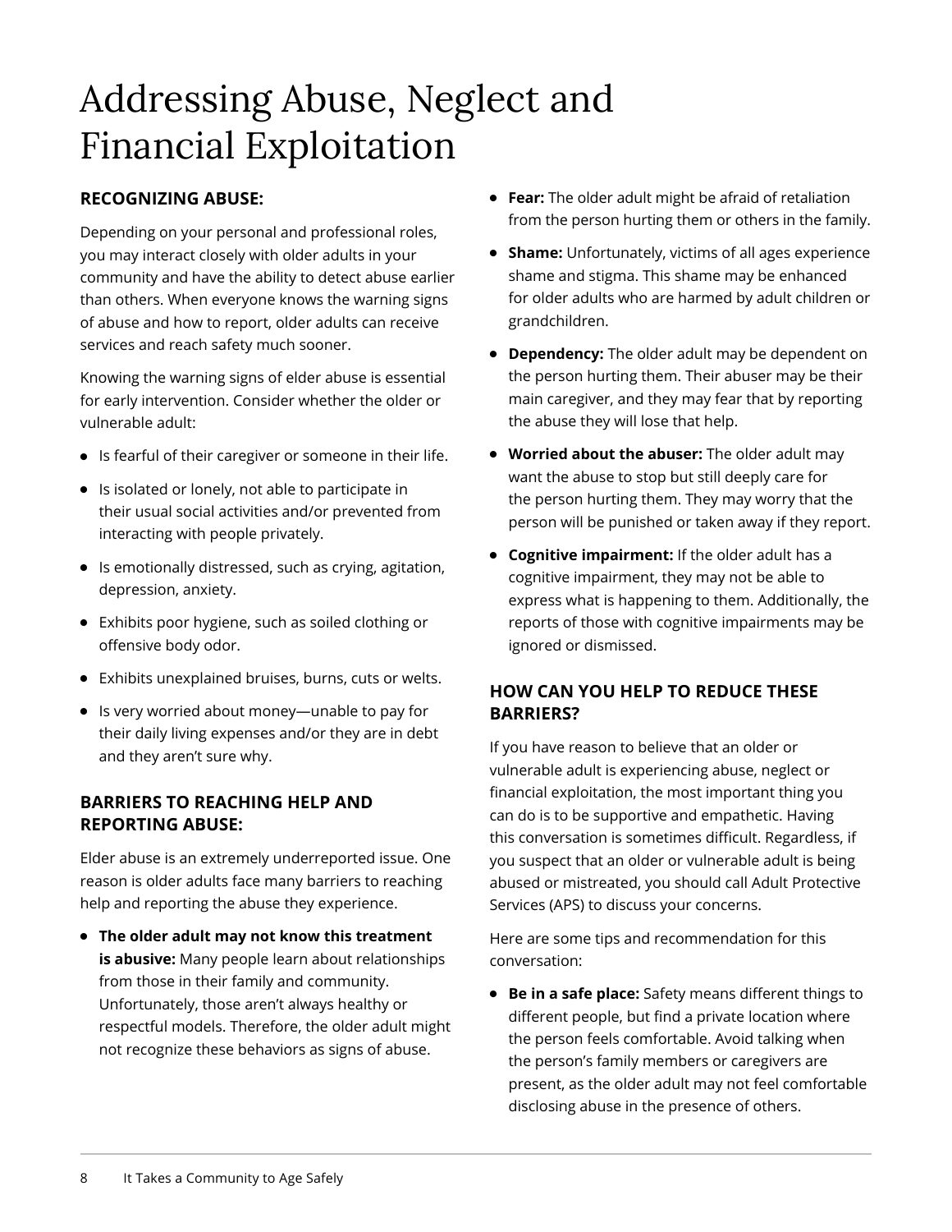# Addressing Abuse, Neglect and Financial Exploitation

### RECOGNIZING ABUSE:

Depending on your personal and professional roles, you may interact closely with older adults in your community and have the ability to detect abuse earlier than others. When everyone knows the warning signs of abuse and how to report, older adults can receive services and reach safety much sooner.

Knowing the warning signs of elder abuse is essential for early intervention. Consider whether the older or vulnerable adult:

- Is fearful of their caregiver or someone in their life.
- Is isolated or lonely, not able to participate in their usual social activities and/or prevented from interacting with people privately.
- Is emotionally distressed, such as crying, agitation, depression, anxiety.
- Exhibits poor hygiene, such as soiled clothing or offensive body odor.
- Exhibits unexplained bruises, burns, cuts or welts.
- Is very worried about money—unable to pay for their daily living expenses and/or they are in debt and they aren't sure why.

### BARRIERS TO REACHING HELP AND REPORTING ABUSE:

Elder abuse is an extremely underreported issue. One reason is older adults face many barriers to reaching help and reporting the abuse they experience.

- **The older adult may not know this treatment is abusive:** Many people learn about relationships from those in their family and community. Unfortunately, those aren't always healthy or respectful models. Therefore, the older adult might not recognize these behaviors as signs of abuse.
- **Fear:** The older adult might be afraid of retaliation from the person hurting them or others in the family.
- **Shame:** Unfortunately, victims of all ages experience shame and stigma. This shame may be enhanced for older adults who are harmed by adult children or grandchildren.
- **Dependency:** The older adult may be dependent on the person hurting them. Their abuser may be their main caregiver, and they may fear that by reporting the abuse they will lose that help.
- **Worried about the abuser:** The older adult may want the abuse to stop but still deeply care for the person hurting them. They may worry that the person will be punished or taken away if they report.
- **Cognitive impairment:** If the older adult has a cognitive impairment, they may not be able to express what is happening to them. Additionally, the reports of those with cognitive impairments may be ignored or dismissed.

### HOW CAN YOU HELP TO REDUCE THESE BARRIERS?

If you have reason to believe that an older or vulnerable adult is experiencing abuse, neglect or financial exploitation, the most important thing you can do is to be supportive and empathetic. Having this conversation is sometimes difficult. Regardless, if you suspect that an older or vulnerable adult is being abused or mistreated, you should call Adult Protective Services (APS) to discuss your concerns.

Here are some tips and recommendation for this conversation:

- **Be in a safe place:** Safety means different things to different people, but find a private location where the person feels comfortable. Avoid talking when the person's family members or caregivers are present, as the older adult may not feel comfortable disclosing abuse in the presence of others.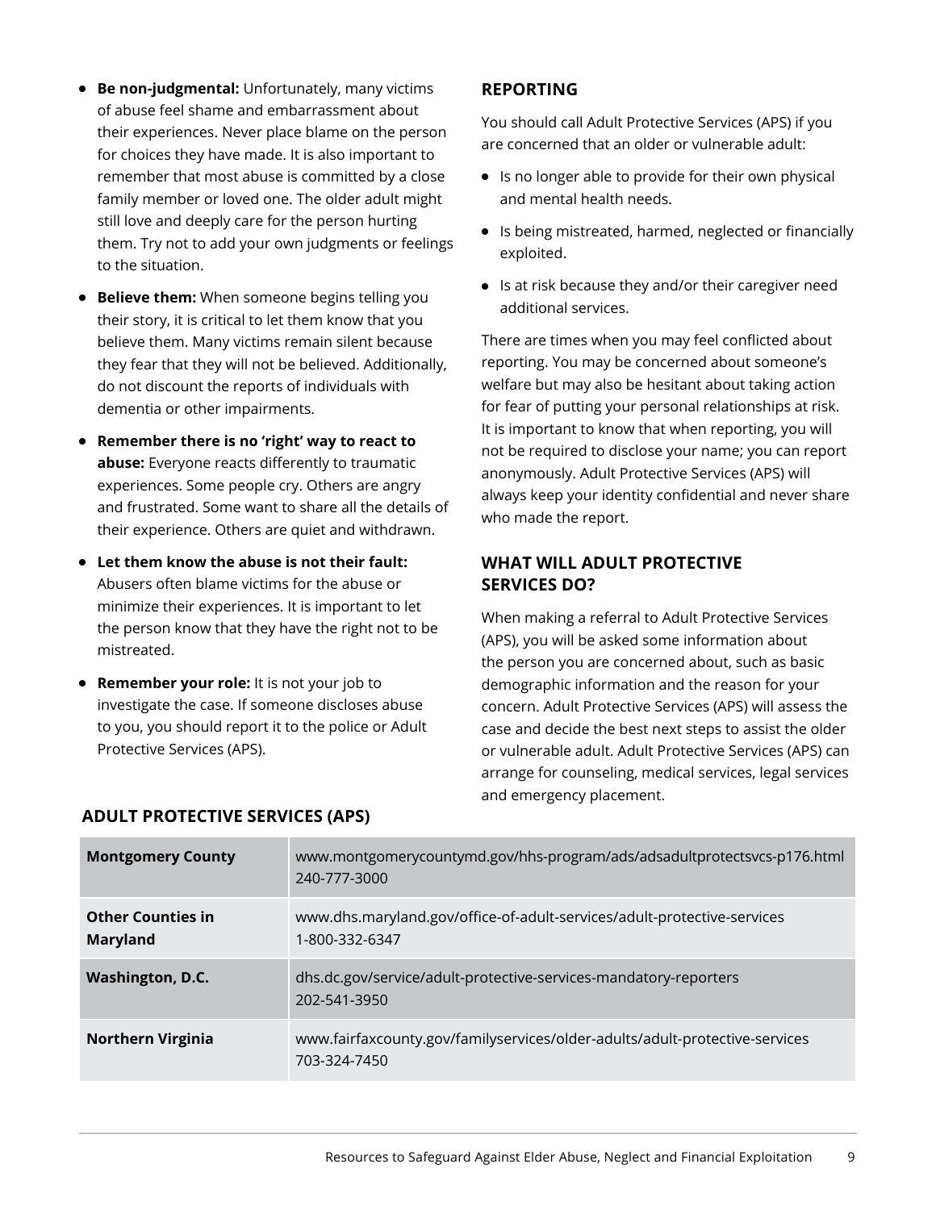- **Be non-judgmental:** Unfortunately, many victims of abuse feel shame and embarrassment about their experiences. Never place blame on the person for choices they have made. It is also important to remember that most abuse is committed by a close family member or loved one. The older adult might still love and deeply care for the person hurting them. Try not to add your own judgments or feelings to the situation.
- **Believe them:** When someone begins telling you their story, it is critical to let them know that you believe them. Many victims remain silent because they fear that they will not be believed. Additionally, do not discount the reports of individuals with dementia or other impairments.
- **Remember there is no 'right' way to react to abuse:** Everyone reacts differently to traumatic experiences. Some people cry. Others are angry and frustrated. Some want to share all the details of their experience. Others are quiet and withdrawn.
- **Let them know the abuse is not their fault:** Abusers often blame victims for the abuse or minimize their experiences. It is important to let the person know that they have the right not to be mistreated.
- **Remember your role:** It is not your job to investigate the case. If someone discloses abuse to you, you should report it to the police or Adult Protective Services (APS).

## REPORTING

You should call Adult Protective Services (APS) if you are concerned that an older or vulnerable adult:

- Is no longer able to provide for their own physical and mental health needs.
- Is being mistreated, harmed, neglected or financially exploited.
- Is at risk because they and/or their caregiver need additional services.

There are times when you may feel conflicted about reporting. You may be concerned about someone's welfare but may also be hesitant about taking action for fear of putting your personal relationships at risk. It is important to know that when reporting, you will not be required to disclose your name; you can report anonymously. Adult Protective Services (APS) will always keep your identity confidential and never share who made the report.

## WHAT WILL ADULT PROTECTIVE SERVICES DO?

When making a referral to Adult Protective Services (APS), you will be asked some information about the person you are concerned about, such as basic demographic information and the reason for your concern. Adult Protective Services (APS) will assess the case and decide the best next steps to assist the older or vulnerable adult. Adult Protective Services (APS) can arrange for counseling, medical services, legal services and emergency placement.

## ADULT PROTECTIVE SERVICES (APS)

| | |
|---|---|
| **Montgomery County** | www.montgomerycountymd.gov/hhs-program/ads/adsadultprotectsvcs-p176.html 240-777-3000 |
| **Other Counties in Maryland** | www.dhs.maryland.gov/office-of-adult-services/adult-protective-services 1-800-332-6347 |
| **Washington, D.C.** | dhs.dc.gov/service/adult-protective-services-mandatory-reporters 202-541-3950 |
| **Northern Virginia** | www.fairfaxcounty.gov/familyservices/older-adults/adult-protective-services 703-324-7450 |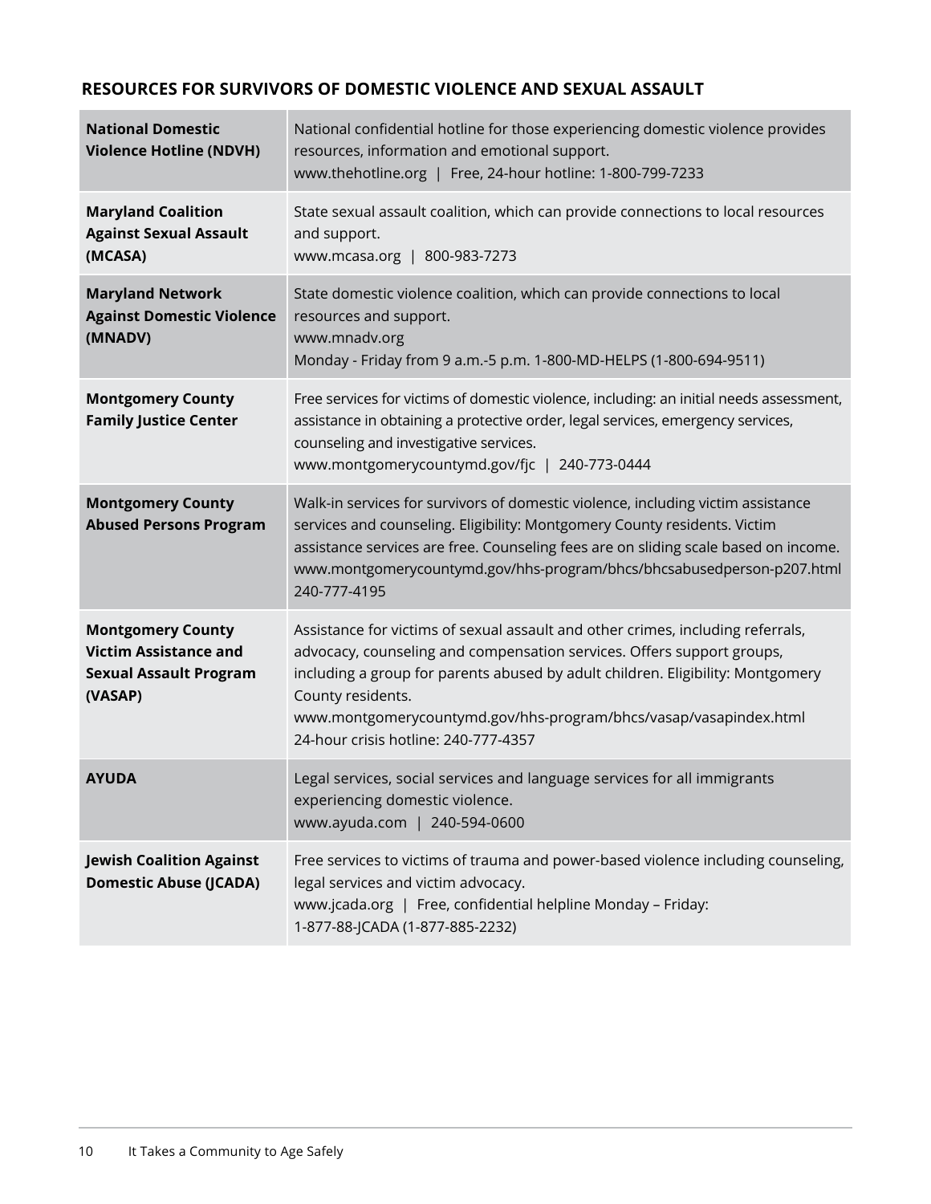## RESOURCES FOR SURVIVORS OF DOMESTIC VIOLENCE AND SEXUAL ASSAULT

| | |
|---|---|
| **National Domestic Violence Hotline (NDVH)** | National confidential hotline for those experiencing domestic violence provides resources, information and emotional support.<br>www.thehotline.org \| Free, 24-hour hotline: 1-800-799-7233 |
| **Maryland Coalition Against Sexual Assault (MCASA)** | State sexual assault coalition, which can provide connections to local resources and support.<br>www.mcasa.org \| 800-983-7273 |
| **Maryland Network Against Domestic Violence (MNADV)** | State domestic violence coalition, which can provide connections to local resources and support.<br>www.mnadv.org<br>Monday - Friday from 9 a.m.-5 p.m. 1-800-MD-HELPS (1-800-694-9511) |
| **Montgomery County Family Justice Center** | Free services for victims of domestic violence, including: an initial needs assessment, assistance in obtaining a protective order, legal services, emergency services, counseling and investigative services.<br>www.montgomerycountymd.gov/fjc \| 240-773-0444 |
| **Montgomery County Abused Persons Program** | Walk-in services for survivors of domestic violence, including victim assistance services and counseling. Eligibility: Montgomery County residents. Victim assistance services are free. Counseling fees are on sliding scale based on income.<br>www.montgomerycountymd.gov/hhs-program/bhcs/bhcsabusedperson-p207.html<br>240-777-4195 |
| **Montgomery County Victim Assistance and Sexual Assault Program (VASAP)** | Assistance for victims of sexual assault and other crimes, including referrals, advocacy, counseling and compensation services. Offers support groups, including a group for parents abused by adult children. Eligibility: Montgomery County residents.<br>www.montgomerycountymd.gov/hhs-program/bhcs/vasap/vasapindex.html<br>24-hour crisis hotline: 240-777-4357 |
| **AYUDA** | Legal services, social services and language services for all immigrants experiencing domestic violence.<br>www.ayuda.com \| 240-594-0600 |
| **Jewish Coalition Against Domestic Abuse (JCADA)** | Free services to victims of trauma and power-based violence including counseling, legal services and victim advocacy.<br>www.jcada.org \| Free, confidential helpline Monday – Friday:<br>1-877-88-JCADA (1-877-885-2232) |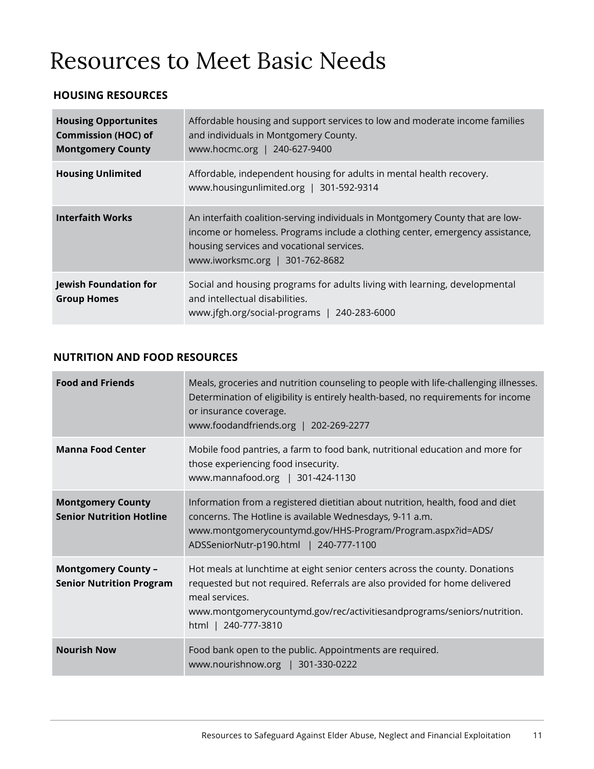# Resources to Meet Basic Needs

## HOUSING RESOURCES

| | |
|---|---|
| **Housing Opportunites Commission (HOC) of Montgomery County** | Affordable housing and support services to low and moderate income families and individuals in Montgomery County.<br>www.hocmc.org \| 240-627-9400 |
| **Housing Unlimited** | Affordable, independent housing for adults in mental health recovery.<br>www.housingunlimited.org \| 301-592-9314 |
| **Interfaith Works** | An interfaith coalition-serving individuals in Montgomery County that are low-income or homeless. Programs include a clothing center, emergency assistance, housing services and vocational services.<br>www.iworksmc.org \| 301-762-8682 |
| **Jewish Foundation for Group Homes** | Social and housing programs for adults living with learning, developmental and intellectual disabilities.<br>www.jfgh.org/social-programs \| 240-283-6000 |

## NUTRITION AND FOOD RESOURCES

| | |
|---|---|
| **Food and Friends** | Meals, groceries and nutrition counseling to people with life-challenging illnesses. Determination of eligibility is entirely health-based, no requirements for income or insurance coverage.<br>www.foodandfriends.org \| 202-269-2277 |
| **Manna Food Center** | Mobile food pantries, a farm to food bank, nutritional education and more for those experiencing food insecurity.<br>www.mannafood.org \| 301-424-1130 |
| **Montgomery County Senior Nutrition Hotline** | Information from a registered dietitian about nutrition, health, food and diet concerns. The Hotline is available Wednesdays, 9-11 a.m.<br>www.montgomerycountymd.gov/HHS-Program/Program.aspx?id=ADS/ADSSeniorNutr-p190.html \| 240-777-1100 |
| **Montgomery County – Senior Nutrition Program** | Hot meals at lunchtime at eight senior centers across the county. Donations requested but not required. Referrals are also provided for home delivered meal services.<br>www.montgomerycountymd.gov/rec/activitiesandprograms/seniors/nutrition.html \| 240-777-3810 |
| **Nourish Now** | Food bank open to the public. Appointments are required.<br>www.nourishnow.org \| 301-330-0222 |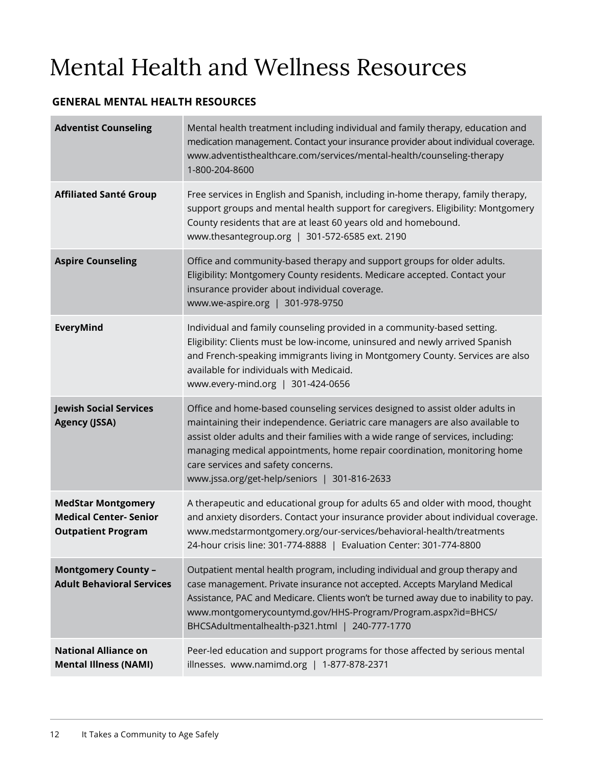# Mental Health and Wellness Resources

## GENERAL MENTAL HEALTH RESOURCES

| Resource | Description |
|---|---|
| **Adventist Counseling** | Mental health treatment including individual and family therapy, education and medication management. Contact your insurance provider about individual coverage. www.adventisthealthcare.com/services/mental-health/counseling-therapy 1-800-204-8600 |
| **Affiliated Santé Group** | Free services in English and Spanish, including in-home therapy, family therapy, support groups and mental health support for caregivers. Eligibility: Montgomery County residents that are at least 60 years old and homebound. www.thesantegroup.org \| 301-572-6585 ext. 2190 |
| **Aspire Counseling** | Office and community-based therapy and support groups for older adults. Eligibility: Montgomery County residents. Medicare accepted. Contact your insurance provider about individual coverage. www.we-aspire.org \| 301-978-9750 |
| **EveryMind** | Individual and family counseling provided in a community-based setting. Eligibility: Clients must be low-income, uninsured and newly arrived Spanish and French-speaking immigrants living in Montgomery County. Services are also available for individuals with Medicaid. www.every-mind.org \| 301-424-0656 |
| **Jewish Social Services Agency (JSSA)** | Office and home-based counseling services designed to assist older adults in maintaining their independence. Geriatric care managers are also available to assist older adults and their families with a wide range of services, including: managing medical appointments, home repair coordination, monitoring home care services and safety concerns. www.jssa.org/get-help/seniors \| 301-816-2633 |
| **MedStar Montgomery Medical Center- Senior Outpatient Program** | A therapeutic and educational group for adults 65 and older with mood, thought and anxiety disorders. Contact your insurance provider about individual coverage. www.medstarmontgomery.org/our-services/behavioral-health/treatments 24-hour crisis line: 301-774-8888 \| Evaluation Center: 301-774-8800 |
| **Montgomery County – Adult Behavioral Services** | Outpatient mental health program, including individual and group therapy and case management. Private insurance not accepted. Accepts Maryland Medical Assistance, PAC and Medicare. Clients won't be turned away due to inability to pay. www.montgomerycountymd.gov/HHS-Program/Program.aspx?id=BHCS/BHCSAdultmentalhealth-p321.html \| 240-777-1770 |
| **National Alliance on Mental Illness (NAMI)** | Peer-led education and support programs for those affected by serious mental illnesses. www.namimd.org \| 1-877-878-2371 |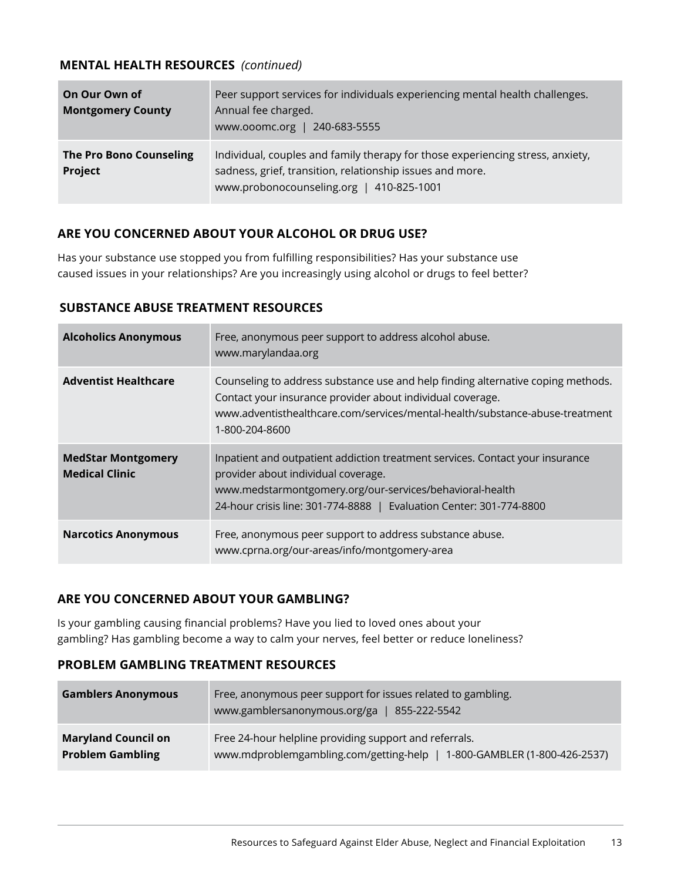### MENTAL HEALTH RESOURCES *(continued)*

| | |
|---|---|
| **On Our Own of Montgomery County** | Peer support services for individuals experiencing mental health challenges. Annual fee charged.<br>www.ooomc.org \| 240-683-5555 |
| **The Pro Bono Counseling Project** | Individual, couples and family therapy for those experiencing stress, anxiety, sadness, grief, transition, relationship issues and more.<br>www.probonocounseling.org \| 410-825-1001 |

## ARE YOU CONCERNED ABOUT YOUR ALCOHOL OR DRUG USE?

Has your substance use stopped you from fulfilling responsibilities? Has your substance use caused issues in your relationships? Are you increasingly using alcohol or drugs to feel better?

### SUBSTANCE ABUSE TREATMENT RESOURCES

| | |
|---|---|
| **Alcoholics Anonymous** | Free, anonymous peer support to address alcohol abuse.<br>www.marylandaa.org |
| **Adventist Healthcare** | Counseling to address substance use and help finding alternative coping methods. Contact your insurance provider about individual coverage.<br>www.adventisthealthcare.com/services/mental-health/substance-abuse-treatment<br>1-800-204-8600 |
| **MedStar Montgomery Medical Clinic** | Inpatient and outpatient addiction treatment services. Contact your insurance provider about individual coverage.<br>www.medstarmontgomery.org/our-services/behavioral-health<br>24-hour crisis line: 301-774-8888 \| Evaluation Center: 301-774-8800 |
| **Narcotics Anonymous** | Free, anonymous peer support to address substance abuse.<br>www.cprna.org/our-areas/info/montgomery-area |

## ARE YOU CONCERNED ABOUT YOUR GAMBLING?

Is your gambling causing financial problems? Have you lied to loved ones about your gambling? Has gambling become a way to calm your nerves, feel better or reduce loneliness?

### PROBLEM GAMBLING TREATMENT RESOURCES

| | |
|---|---|
| **Gamblers Anonymous** | Free, anonymous peer support for issues related to gambling.<br>www.gamblersanonymous.org/ga \| 855-222-5542 |
| **Maryland Council on Problem Gambling** | Free 24-hour helpline providing support and referrals.<br>www.mdproblemgambling.com/getting-help \| 1-800-GAMBLER (1-800-426-2537) |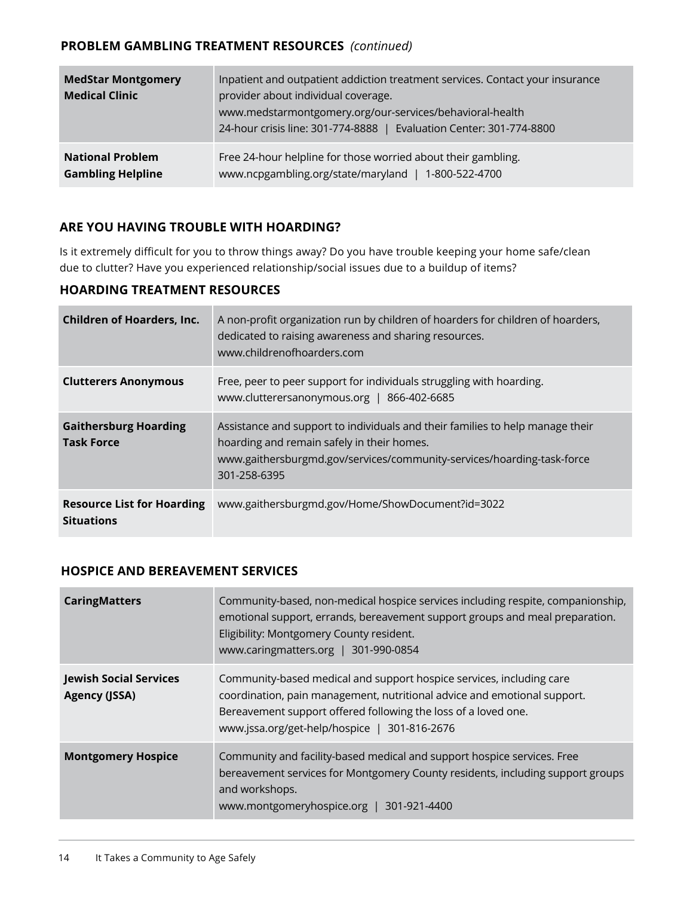## PROBLEM GAMBLING TREATMENT RESOURCES *(continued)*

| | |
|---|---|
| **MedStar Montgomery Medical Clinic** | Inpatient and outpatient addiction treatment services. Contact your insurance provider about individual coverage.<br>www.medstarmontgomery.org/our-services/behavioral-health<br>24-hour crisis line: 301-774-8888 \| Evaluation Center: 301-774-8800 |
| **National Problem Gambling Helpline** | Free 24-hour helpline for those worried about their gambling.<br>www.ncpgambling.org/state/maryland \| 1-800-522-4700 |

## ARE YOU HAVING TROUBLE WITH HOARDING?

Is it extremely difficult for you to throw things away? Do you have trouble keeping your home safe/clean due to clutter? Have you experienced relationship/social issues due to a buildup of items?

## HOARDING TREATMENT RESOURCES

| | |
|---|---|
| **Children of Hoarders, Inc.** | A non-profit organization run by children of hoarders for children of hoarders, dedicated to raising awareness and sharing resources.<br>www.childrenofhoarders.com |
| **Clutterers Anonymous** | Free, peer to peer support for individuals struggling with hoarding.<br>www.clutterersanonymous.org \| 866-402-6685 |
| **Gaithersburg Hoarding Task Force** | Assistance and support to individuals and their families to help manage their hoarding and remain safely in their homes.<br>www.gaithersburgmd.gov/services/community-services/hoarding-task-force<br>301-258-6395 |
| **Resource List for Hoarding Situations** | www.gaithersburgmd.gov/Home/ShowDocument?id=3022 |

## HOSPICE AND BEREAVEMENT SERVICES

| | |
|---|---|
| **CaringMatters** | Community-based, non-medical hospice services including respite, companionship, emotional support, errands, bereavement support groups and meal preparation.<br>Eligibility: Montgomery County resident.<br>www.caringmatters.org \| 301-990-0854 |
| **Jewish Social Services Agency (JSSA)** | Community-based medical and support hospice services, including care coordination, pain management, nutritional advice and emotional support. Bereavement support offered following the loss of a loved one.<br>www.jssa.org/get-help/hospice \| 301-816-2676 |
| **Montgomery Hospice** | Community and facility-based medical and support hospice services. Free bereavement services for Montgomery County residents, including support groups and workshops.<br>www.montgomeryhospice.org \| 301-921-4400 |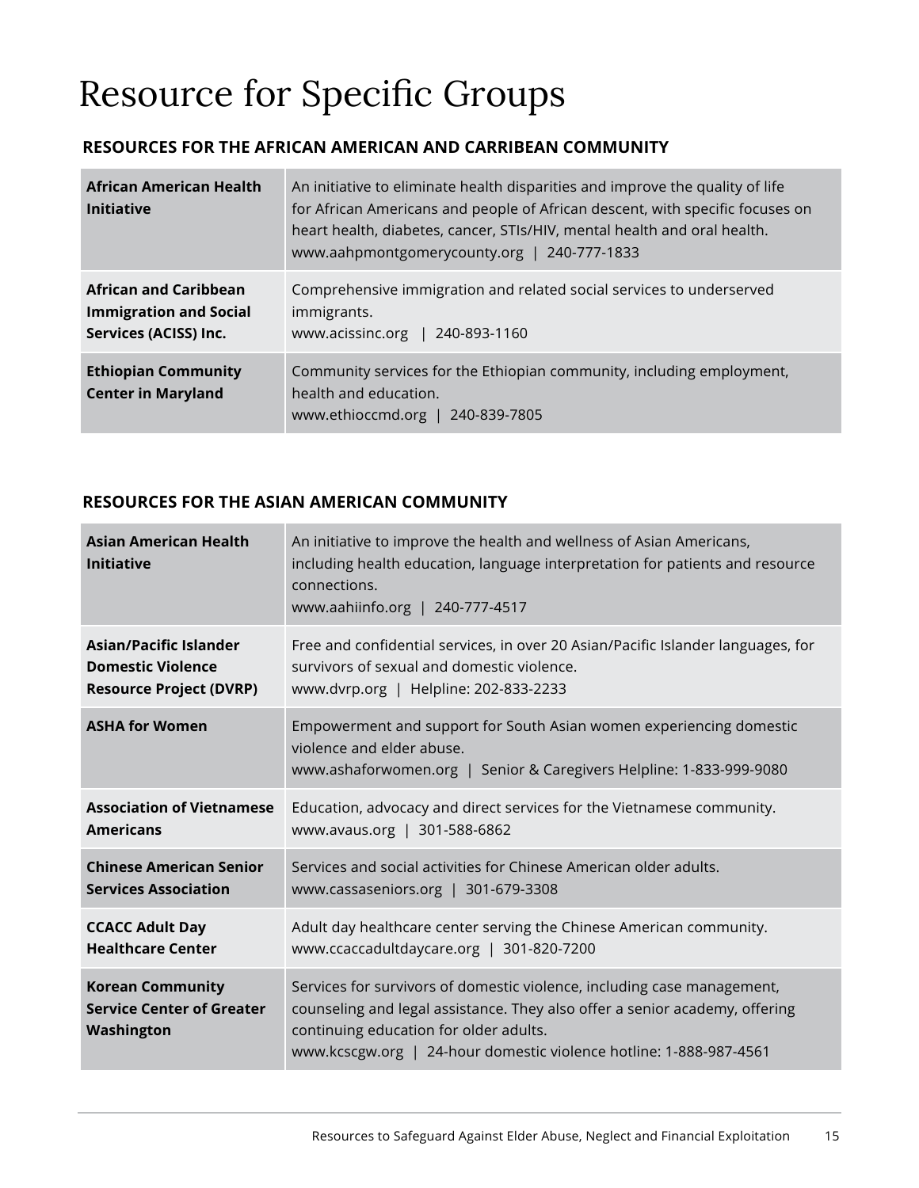# Resource for Specific Groups

### RESOURCES FOR THE AFRICAN AMERICAN AND CARRIBEAN COMMUNITY

| | |
|---|---|
| **African American Health Initiative** | An initiative to eliminate health disparities and improve the quality of life for African Americans and people of African descent, with specific focuses on heart health, diabetes, cancer, STIs/HIV, mental health and oral health. www.aahpmontgomerycounty.org \| 240-777-1833 |
| **African and Caribbean Immigration and Social Services (ACISS) Inc.** | Comprehensive immigration and related social services to underserved immigrants. www.acissinc.org \| 240-893-1160 |
| **Ethiopian Community Center in Maryland** | Community services for the Ethiopian community, including employment, health and education. www.ethioccmd.org \| 240-839-7805 |

### RESOURCES FOR THE ASIAN AMERICAN COMMUNITY

| | |
|---|---|
| **Asian American Health Initiative** | An initiative to improve the health and wellness of Asian Americans, including health education, language interpretation for patients and resource connections. www.aahiinfo.org \| 240-777-4517 |
| **Asian/Pacific Islander Domestic Violence Resource Project (DVRP)** | Free and confidential services, in over 20 Asian/Pacific Islander languages, for survivors of sexual and domestic violence. www.dvrp.org \| Helpline: 202-833-2233 |
| **ASHA for Women** | Empowerment and support for South Asian women experiencing domestic violence and elder abuse. www.ashaforwomen.org \| Senior & Caregivers Helpline: 1-833-999-9080 |
| **Association of Vietnamese Americans** | Education, advocacy and direct services for the Vietnamese community. www.avaus.org \| 301-588-6862 |
| **Chinese American Senior Services Association** | Services and social activities for Chinese American older adults. www.cassaseniors.org \| 301-679-3308 |
| **CCACC Adult Day Healthcare Center** | Adult day healthcare center serving the Chinese American community. www.ccaccadultdaycare.org \| 301-820-7200 |
| **Korean Community Service Center of Greater Washington** | Services for survivors of domestic violence, including case management, counseling and legal assistance. They also offer a senior academy, offering continuing education for older adults. www.kcscgw.org \| 24-hour domestic violence hotline: 1-888-987-4561 |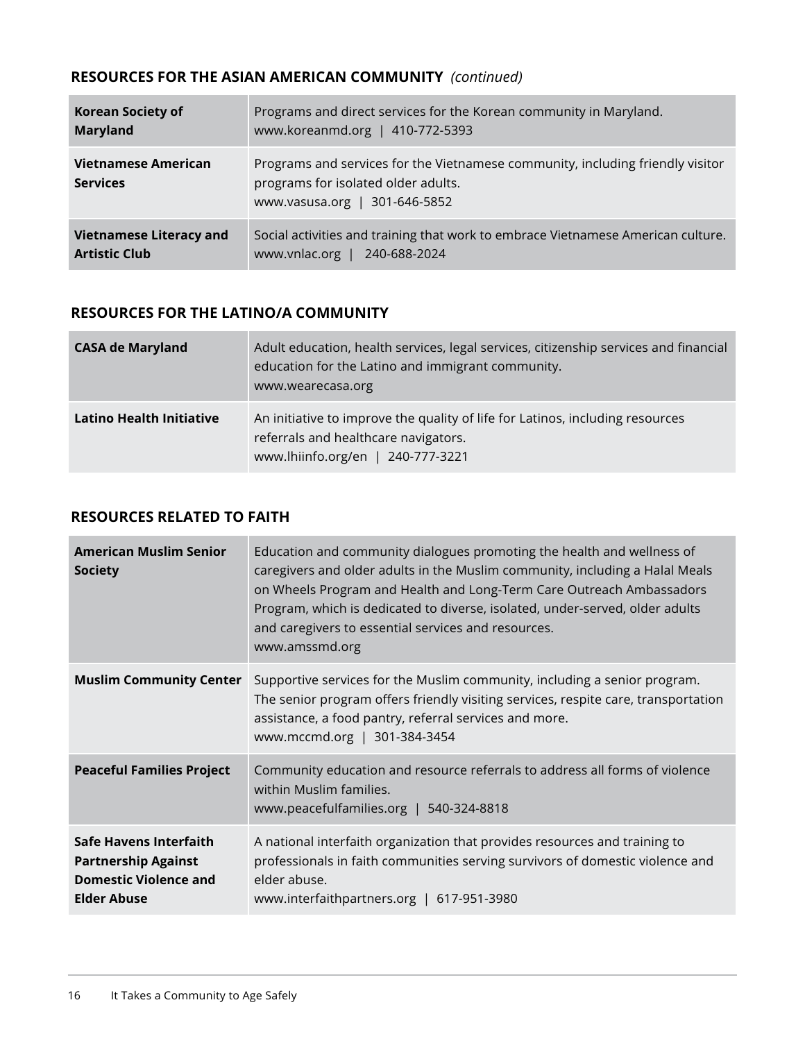## RESOURCES FOR THE ASIAN AMERICAN COMMUNITY *(continued)*

| | |
|---|---|
| **Korean Society of Maryland** | Programs and direct services for the Korean community in Maryland. www.koreanmd.org \| 410-772-5393 |
| **Vietnamese American Services** | Programs and services for the Vietnamese community, including friendly visitor programs for isolated older adults. www.vasusa.org \| 301-646-5852 |
| **Vietnamese Literacy and Artistic Club** | Social activities and training that work to embrace Vietnamese American culture. www.vnlac.org \| 240-688-2024 |

## RESOURCES FOR THE LATINO/A COMMUNITY

| | |
|---|---|
| **CASA de Maryland** | Adult education, health services, legal services, citizenship services and financial education for the Latino and immigrant community. www.wearecasa.org |
| **Latino Health Initiative** | An initiative to improve the quality of life for Latinos, including resources referrals and healthcare navigators. www.lhiinfo.org/en \| 240-777-3221 |

## RESOURCES RELATED TO FAITH

| | |
|---|---|
| **American Muslim Senior Society** | Education and community dialogues promoting the health and wellness of caregivers and older adults in the Muslim community, including a Halal Meals on Wheels Program and Health and Long-Term Care Outreach Ambassadors Program, which is dedicated to diverse, isolated, under-served, older adults and caregivers to essential services and resources. www.amssmd.org |
| **Muslim Community Center** | Supportive services for the Muslim community, including a senior program. The senior program offers friendly visiting services, respite care, transportation assistance, a food pantry, referral services and more. www.mccmd.org \| 301-384-3454 |
| **Peaceful Families Project** | Community education and resource referrals to address all forms of violence within Muslim families. www.peacefulfamilies.org \| 540-324-8818 |
| **Safe Havens Interfaith Partnership Against Domestic Violence and Elder Abuse** | A national interfaith organization that provides resources and training to professionals in faith communities serving survivors of domestic violence and elder abuse. www.interfaithpartners.org \| 617-951-3980 |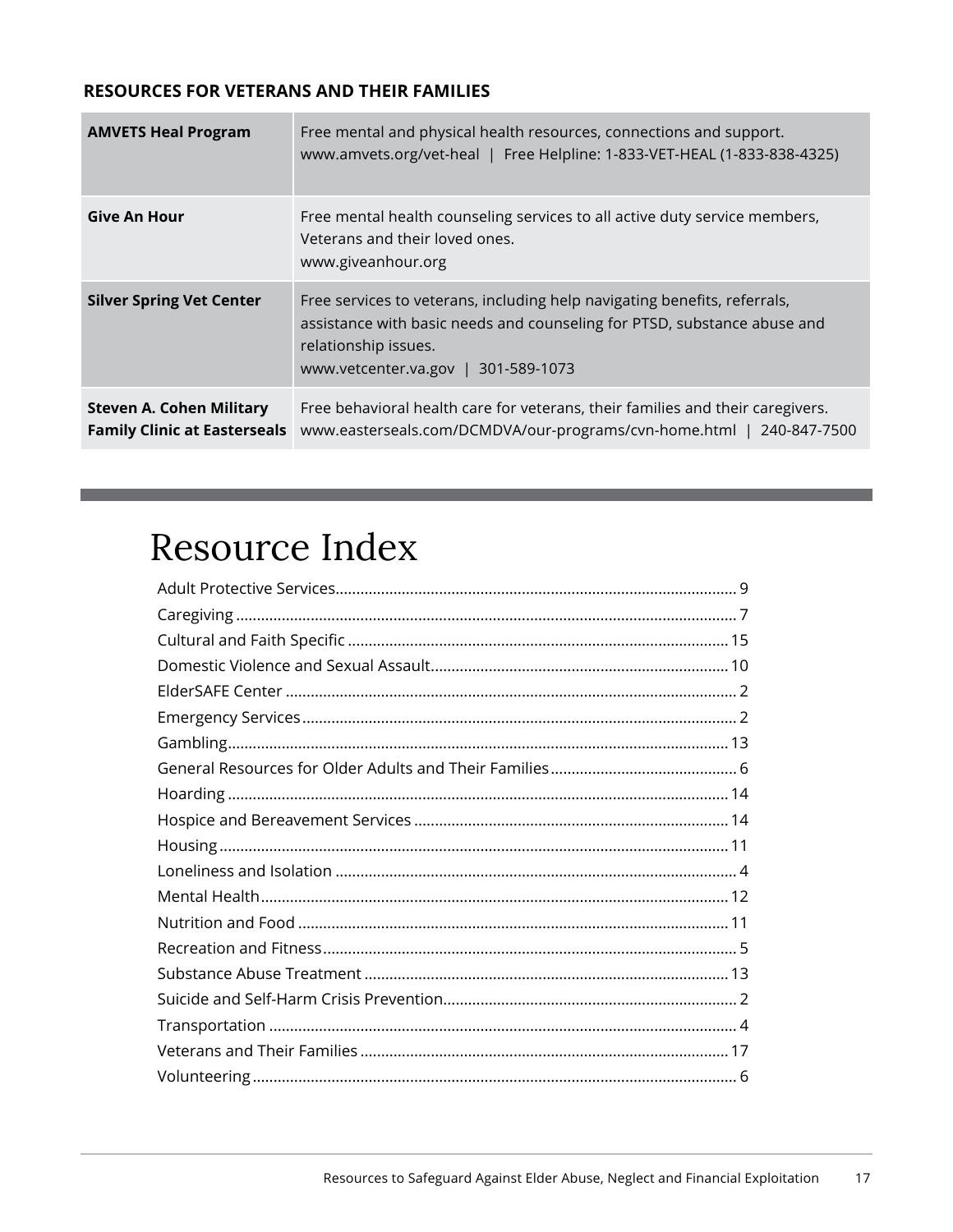### RESOURCES FOR VETERANS AND THEIR FAMILIES

| | |
|---|---|
| **AMVETS Heal Program** | Free mental and physical health resources, connections and support.<br>www.amvets.org/vet-heal \| Free Helpline: 1-833-VET-HEAL (1-833-838-4325) |
| **Give An Hour** | Free mental health counseling services to all active duty service members, Veterans and their loved ones.<br>www.giveanhour.org |
| **Silver Spring Vet Center** | Free services to veterans, including help navigating benefits, referrals, assistance with basic needs and counseling for PTSD, substance abuse and relationship issues.<br>www.vetcenter.va.gov \| 301-589-1073 |
| **Steven A. Cohen Military Family Clinic at Easterseals** | Free behavioral health care for veterans, their families and their caregivers.<br>www.easterseals.com/DCMDVA/our-programs/cvn-home.html \| 240-847-7500 |

# Resource Index

- Adult Protective Services ........ 9
- Caregiving ........ 7
- Cultural and Faith Specific ........ 15
- Domestic Violence and Sexual Assault ........ 10
- ElderSAFE Center ........ 2
- Emergency Services ........ 2
- Gambling ........ 13
- General Resources for Older Adults and Their Families ........ 6
- Hoarding ........ 14
- Hospice and Bereavement Services ........ 14
- Housing ........ 11
- Loneliness and Isolation ........ 4
- Mental Health ........ 12
- Nutrition and Food ........ 11
- Recreation and Fitness ........ 5
- Substance Abuse Treatment ........ 13
- Suicide and Self-Harm Crisis Prevention ........ 2
- Transportation ........ 4
- Veterans and Their Families ........ 17
- Volunteering ........ 6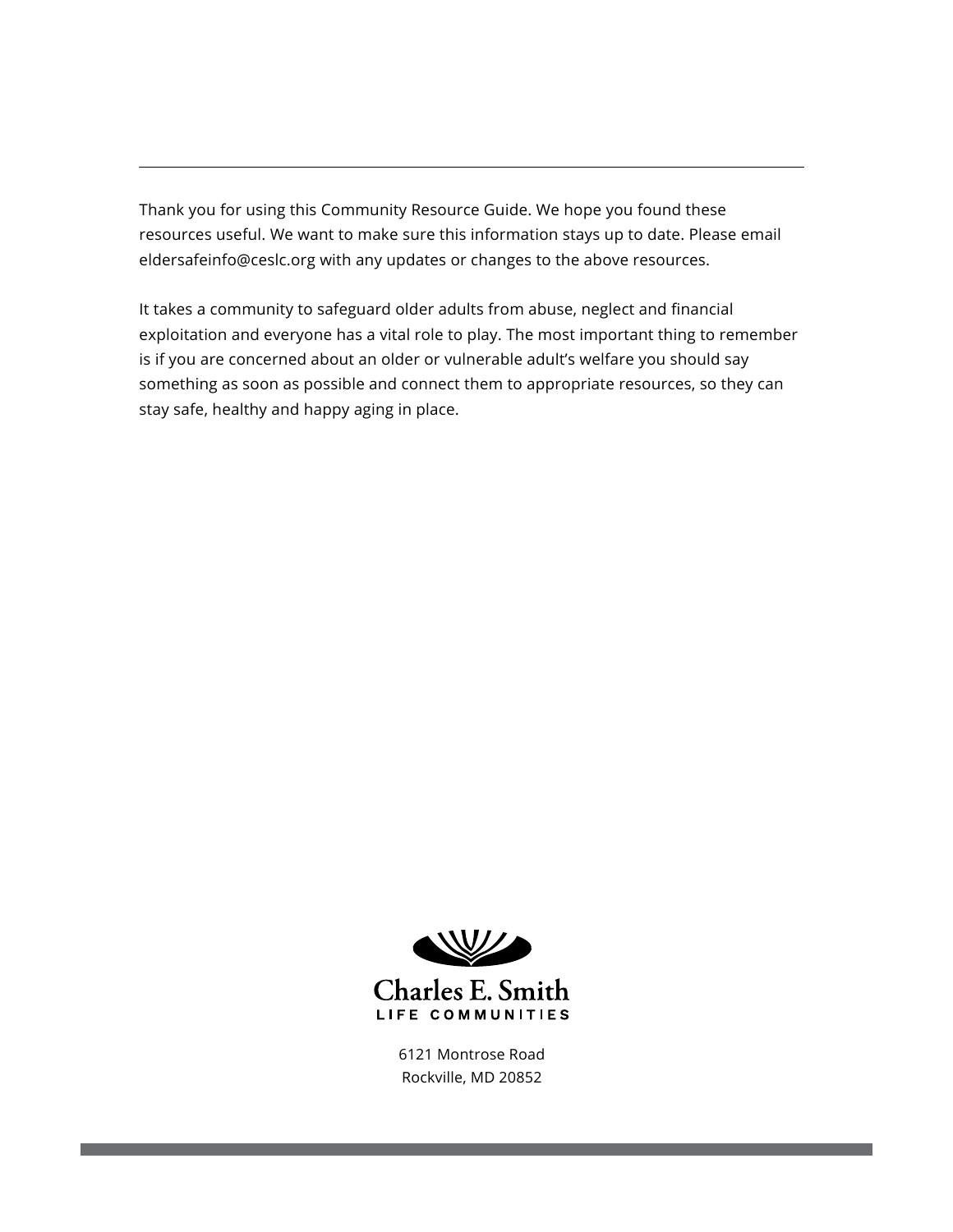Thank you for using this Community Resource Guide. We hope you found these resources useful. We want to make sure this information stays up to date. Please email eldersafeinfo@ceslc.org with any updates or changes to the above resources.

It takes a community to safeguard older adults from abuse, neglect and financial exploitation and everyone has a vital role to play. The most important thing to remember is if you are concerned about an older or vulnerable adult's welfare you should say something as soon as possible and connect them to appropriate resources, so they can stay safe, healthy and happy aging in place.

Charles E. Smith
LIFE COMMUNITIES

6121 Montrose Road
Rockville, MD 20852